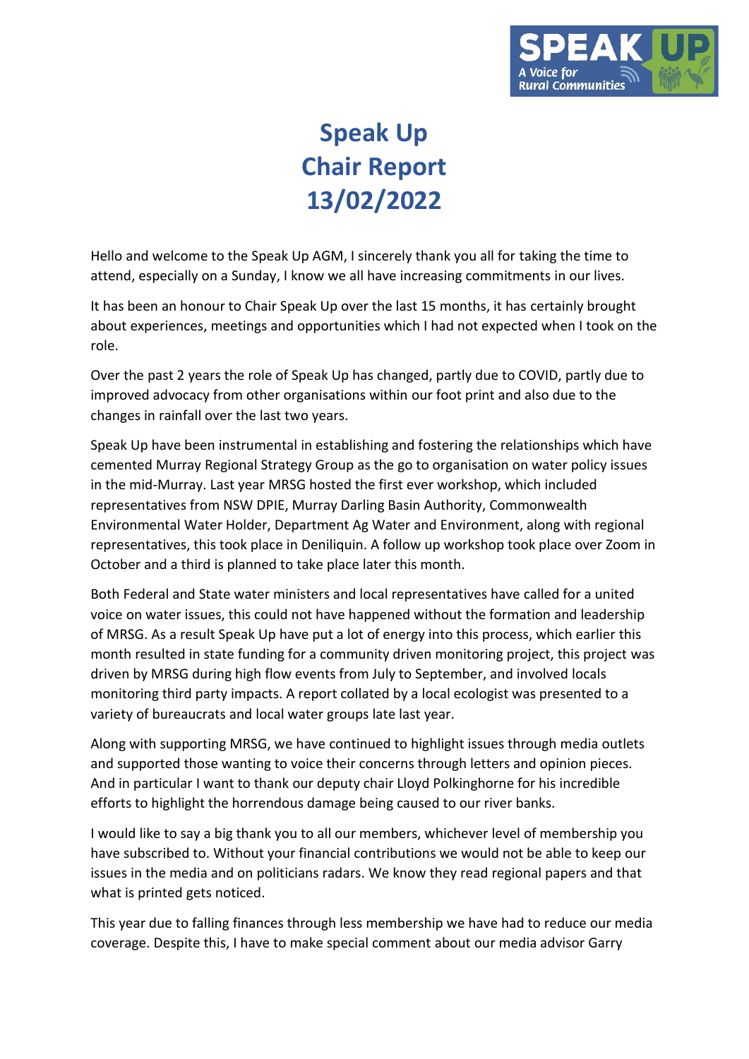# Speak Up
# Chair Report
# 13/02/2022

Hello and welcome to the Speak Up AGM, I sincerely thank you all for taking the time to attend, especially on a Sunday, I know we all have increasing commitments in our lives.

It has been an honour to Chair Speak Up over the last 15 months, it has certainly brought about experiences, meetings and opportunities which I had not expected when I took on the role.

Over the past 2 years the role of Speak Up has changed, partly due to COVID, partly due to improved advocacy from other organisations within our foot print and also due to the changes in rainfall over the last two years.

Speak Up have been instrumental in establishing and fostering the relationships which have cemented Murray Regional Strategy Group as the go to organisation on water policy issues in the mid-Murray. Last year MRSG hosted the first ever workshop, which included representatives from NSW DPIE, Murray Darling Basin Authority, Commonwealth Environmental Water Holder, Department Ag Water and Environment, along with regional representatives, this took place in Deniliquin. A follow up workshop took place over Zoom in October and a third is planned to take place later this month.

Both Federal and State water ministers and local representatives have called for a united voice on water issues, this could not have happened without the formation and leadership of MRSG. As a result Speak Up have put a lot of energy into this process, which earlier this month resulted in state funding for a community driven monitoring project, this project was driven by MRSG during high flow events from July to September, and involved locals monitoring third party impacts. A report collated by a local ecologist was presented to a variety of bureaucrats and local water groups late last year.

Along with supporting MRSG, we have continued to highlight issues through media outlets and supported those wanting to voice their concerns through letters and opinion pieces. And in particular I want to thank our deputy chair Lloyd Polkinghorne for his incredible efforts to highlight the horrendous damage being caused to our river banks.

I would like to say a big thank you to all our members, whichever level of membership you have subscribed to. Without your financial contributions we would not be able to keep our issues in the media and on politicians radars. We know they read regional papers and that what is printed gets noticed.

This year due to falling finances through less membership we have had to reduce our media coverage. Despite this, I have to make special comment about our media advisor Garry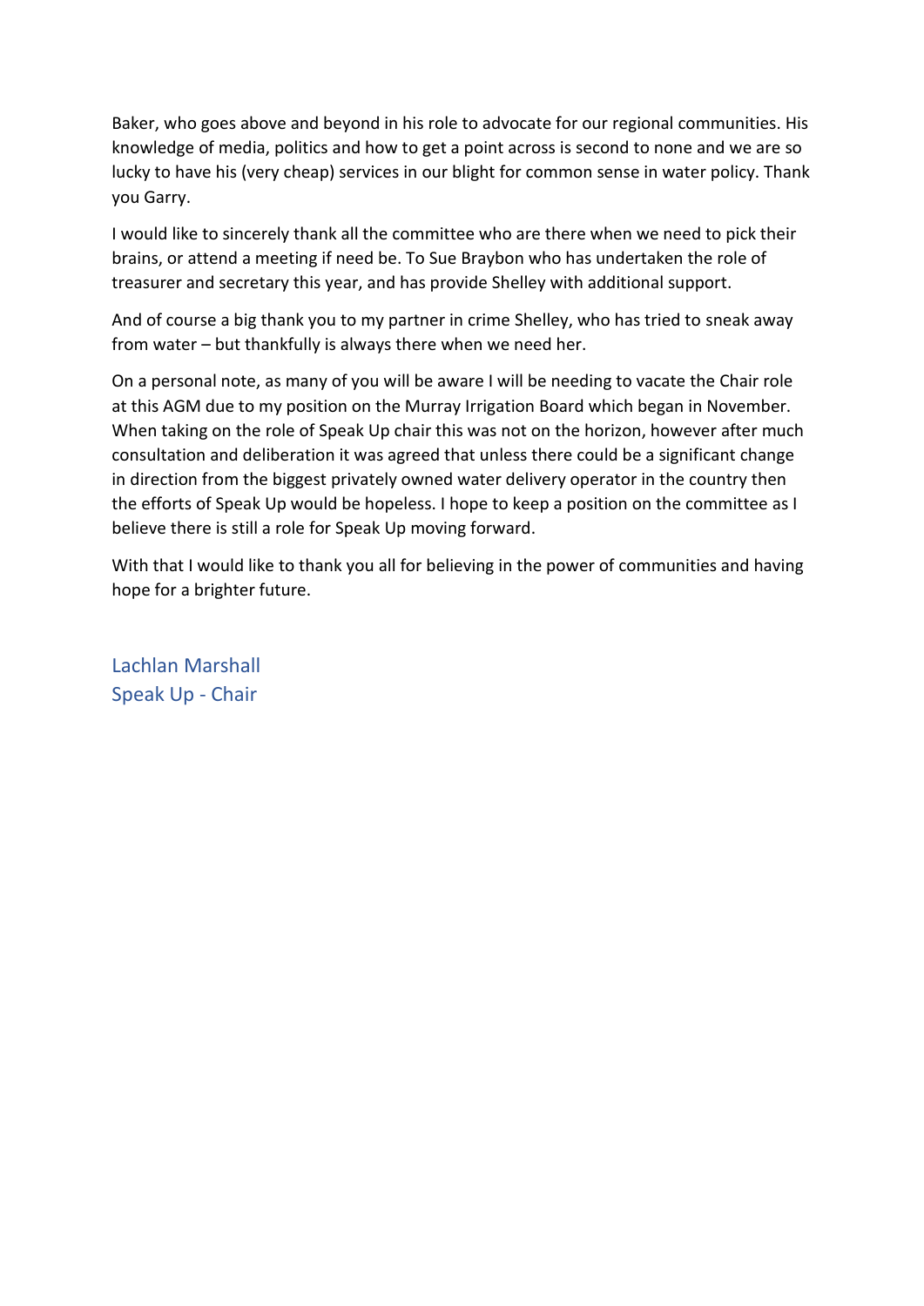Baker, who goes above and beyond in his role to advocate for our regional communities. His knowledge of media, politics and how to get a point across is second to none and we are so lucky to have his (very cheap) services in our blight for common sense in water policy. Thank you Garry.

I would like to sincerely thank all the committee who are there when we need to pick their brains, or attend a meeting if need be. To Sue Braybon who has undertaken the role of treasurer and secretary this year, and has provide Shelley with additional support.

And of course a big thank you to my partner in crime Shelley, who has tried to sneak away from water – but thankfully is always there when we need her.

On a personal note, as many of you will be aware I will be needing to vacate the Chair role at this AGM due to my position on the Murray Irrigation Board which began in November. When taking on the role of Speak Up chair this was not on the horizon, however after much consultation and deliberation it was agreed that unless there could be a significant change in direction from the biggest privately owned water delivery operator in the country then the efforts of Speak Up would be hopeless. I hope to keep a position on the committee as I believe there is still a role for Speak Up moving forward.

With that I would like to thank you all for believing in the power of communities and having hope for a brighter future.

Lachlan Marshall
Speak Up - Chair